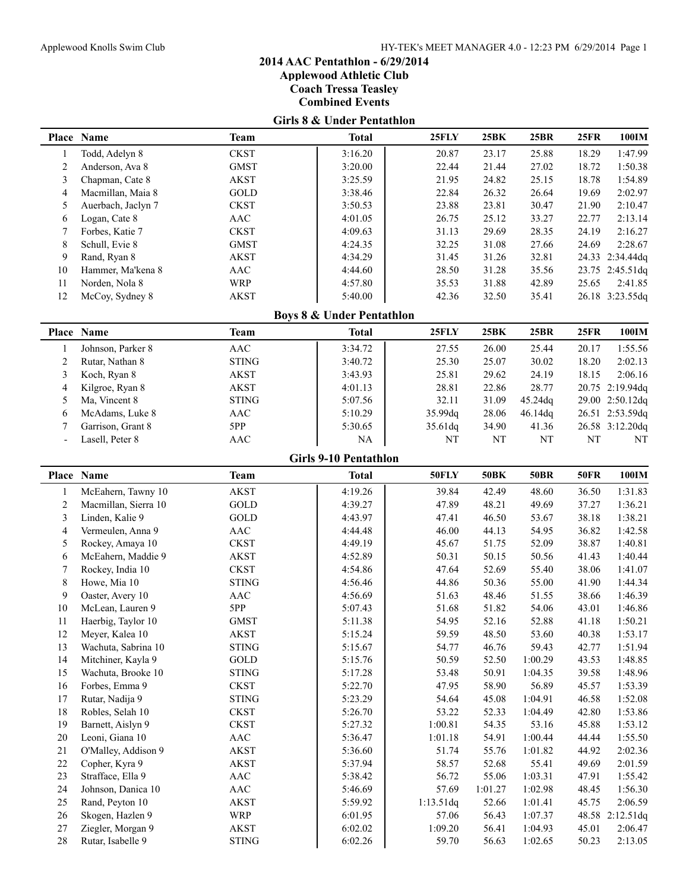## 2014 AAC Pentathlon - 6/29/2014
### Applewood Athletic Club
### Coach Tressa Teasley
### Combined Events

### Girls 8 & Under Pentathlon

| Place | Name | Team | Total | 25FLY | 25BK | 25BR | 25FR | 100IM |
|---|---|---|---|---|---|---|---|---|
| 1 | Todd, Adelyn 8 | CKST | 3:16.20 | 20.87 | 23.17 | 25.88 | 18.29 | 1:47.99 |
| 2 | Anderson, Ava 8 | GMST | 3:20.00 | 22.44 | 21.44 | 27.02 | 18.72 | 1:50.38 |
| 3 | Chapman, Cate 8 | AKST | 3:25.59 | 21.95 | 24.82 | 25.15 | 18.78 | 1:54.89 |
| 4 | Macmillan, Maia 8 | GOLD | 3:38.46 | 22.84 | 26.32 | 26.64 | 19.69 | 2:02.97 |
| 5 | Auerbach, Jaclyn 7 | CKST | 3:50.53 | 23.88 | 23.81 | 30.47 | 21.90 | 2:10.47 |
| 6 | Logan, Cate 8 | AAC | 4:01.05 | 26.75 | 25.12 | 33.27 | 22.77 | 2:13.14 |
| 7 | Forbes, Katie 7 | CKST | 4:09.63 | 31.13 | 29.69 | 28.35 | 24.19 | 2:16.27 |
| 8 | Schull, Evie 8 | GMST | 4:24.35 | 32.25 | 31.08 | 27.66 | 24.69 | 2:28.67 |
| 9 | Rand, Ryan 8 | AKST | 4:34.29 | 31.45 | 31.26 | 32.81 | 24.33 | 2:34.44dq |
| 10 | Hammer, Ma'kena 8 | AAC | 4:44.60 | 28.50 | 31.28 | 35.56 | 23.75 | 2:45.51dq |
| 11 | Norden, Nola 8 | WRP | 4:57.80 | 35.53 | 31.88 | 42.89 | 25.65 | 2:41.85 |
| 12 | McCoy, Sydney 8 | AKST | 5:40.00 | 42.36 | 32.50 | 35.41 | 26.18 | 3:23.55dq |

### Boys 8 & Under Pentathlon

| Place | Name | Team | Total | 25FLY | 25BK | 25BR | 25FR | 100IM |
|---|---|---|---|---|---|---|---|---|
| 1 | Johnson, Parker 8 | AAC | 3:34.72 | 27.55 | 26.00 | 25.44 | 20.17 | 1:55.56 |
| 2 | Rutar, Nathan 8 | STING | 3:40.72 | 25.30 | 25.07 | 30.02 | 18.20 | 2:02.13 |
| 3 | Koch, Ryan 8 | AKST | 3:43.93 | 25.81 | 29.62 | 24.19 | 18.15 | 2:06.16 |
| 4 | Kilgroe, Ryan 8 | AKST | 4:01.13 | 28.81 | 22.86 | 28.77 | 20.75 | 2:19.94dq |
| 5 | Ma, Vincent 8 | STING | 5:07.56 | 32.11 | 31.09 | 45.24dq | 29.00 | 2:50.12dq |
| 6 | McAdams, Luke 8 | AAC | 5:10.29 | 35.99dq | 28.06 | 46.14dq | 26.51 | 2:53.59dq |
| 7 | Garrison, Grant 8 | 5PP | 5:30.65 | 35.61dq | 34.90 | 41.36 | 26.58 | 3:12.20dq |
| - | Lasell, Peter 8 | AAC | NA | NT | NT | NT | NT | NT |

### Girls 9-10 Pentathlon

| Place | Name | Team | Total | 50FLY | 50BK | 50BR | 50FR | 100IM |
|---|---|---|---|---|---|---|---|---|
| 1 | McEahern, Tawny 10 | AKST | 4:19.26 | 39.84 | 42.49 | 48.60 | 36.50 | 1:31.83 |
| 2 | Macmillan, Sierra 10 | GOLD | 4:39.27 | 47.89 | 48.21 | 49.69 | 37.27 | 1:36.21 |
| 3 | Linden, Kalie 9 | GOLD | 4:43.97 | 47.41 | 46.50 | 53.67 | 38.18 | 1:38.21 |
| 4 | Vermeulen, Anna 9 | AAC | 4:44.48 | 46.00 | 44.13 | 54.95 | 36.82 | 1:42.58 |
| 5 | Rockey, Amaya 10 | CKST | 4:49.19 | 45.67 | 51.75 | 52.09 | 38.87 | 1:40.81 |
| 6 | McEahern, Maddie 9 | AKST | 4:52.89 | 50.31 | 50.15 | 50.56 | 41.43 | 1:40.44 |
| 7 | Rockey, India 10 | CKST | 4:54.86 | 47.64 | 52.69 | 55.40 | 38.06 | 1:41.07 |
| 8 | Howe, Mia 10 | STING | 4:56.46 | 44.86 | 50.36 | 55.00 | 41.90 | 1:44.34 |
| 9 | Oaster, Avery 10 | AAC | 4:56.69 | 51.63 | 48.46 | 51.55 | 38.66 | 1:46.39 |
| 10 | McLean, Lauren 9 | 5PP | 5:07.43 | 51.68 | 51.82 | 54.06 | 43.01 | 1:46.86 |
| 11 | Haerbig, Taylor 10 | GMST | 5:11.38 | 54.95 | 52.16 | 52.88 | 41.18 | 1:50.21 |
| 12 | Meyer, Kalea 10 | AKST | 5:15.24 | 59.59 | 48.50 | 53.60 | 40.38 | 1:53.17 |
| 13 | Wachuta, Sabrina 10 | STING | 5:15.67 | 54.77 | 46.76 | 59.43 | 42.77 | 1:51.94 |
| 14 | Mitchiner, Kayla 9 | GOLD | 5:15.76 | 50.59 | 52.50 | 1:00.29 | 43.53 | 1:48.85 |
| 15 | Wachuta, Brooke 10 | STING | 5:17.28 | 53.48 | 50.91 | 1:04.35 | 39.58 | 1:48.96 |
| 16 | Forbes, Emma 9 | CKST | 5:22.70 | 47.95 | 58.90 | 56.89 | 45.57 | 1:53.39 |
| 17 | Rutar, Nadija 9 | STING | 5:23.29 | 54.64 | 45.08 | 1:04.91 | 46.58 | 1:52.08 |
| 18 | Robles, Selah 10 | CKST | 5:26.70 | 53.22 | 52.33 | 1:04.49 | 42.80 | 1:53.86 |
| 19 | Barnett, Aislyn 9 | CKST | 5:27.32 | 1:00.81 | 54.35 | 53.16 | 45.88 | 1:53.12 |
| 20 | Leoni, Giana 10 | AAC | 5:36.47 | 1:01.18 | 54.91 | 1:00.44 | 44.44 | 1:55.50 |
| 21 | O'Malley, Addison 9 | AKST | 5:36.60 | 51.74 | 55.76 | 1:01.82 | 44.92 | 2:02.36 |
| 22 | Copher, Kyra 9 | AKST | 5:37.94 | 58.57 | 52.68 | 55.41 | 49.69 | 2:01.59 |
| 23 | Strafface, Ella 9 | AAC | 5:38.42 | 56.72 | 55.06 | 1:03.31 | 47.91 | 1:55.42 |
| 24 | Johnson, Danica 10 | AAC | 5:46.69 | 57.69 | 1:01.27 | 1:02.98 | 48.45 | 1:56.30 |
| 25 | Rand, Peyton 10 | AKST | 5:59.92 | 1:13.51dq | 52.66 | 1:01.41 | 45.75 | 2:06.59 |
| 26 | Skogen, Hazlen 9 | WRP | 6:01.95 | 57.06 | 56.43 | 1:07.37 | 48.58 | 2:12.51dq |
| 27 | Ziegler, Morgan 9 | AKST | 6:02.02 | 1:09.20 | 56.41 | 1:04.93 | 45.01 | 2:06.47 |
| 28 | Rutar, Isabelle 9 | STING | 6:02.26 | 59.70 | 56.63 | 1:02.65 | 50.23 | 2:13.05 |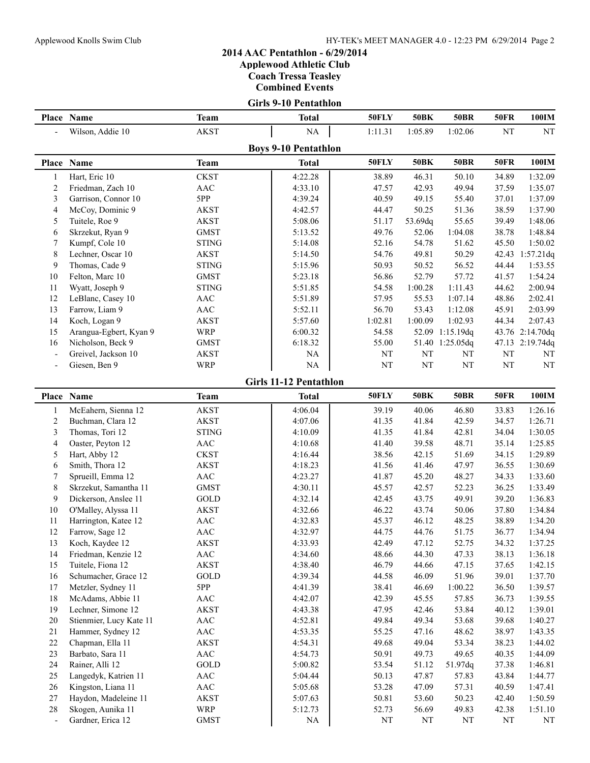# 2014 AAC Pentathlon - 6/29/2014

**Applewood Athletic Club**

**Coach Tressa Teasley**

**Combined Events**

## Girls 9-10 Pentathlon

| Place | Name | Team | Total | 50FLY | 50BK | 50BR | 50FR | 100IM |
|---|---|---|---|---|---|---|---|---|
| - | Wilson, Addie 10 | AKST | NA | 1:11.31 | 1:05.89 | 1:02.06 | NT | NT |

## Boys 9-10 Pentathlon

| Place | Name | Team | Total | 50FLY | 50BK | 50BR | 50FR | 100IM |
|---|---|---|---|---|---|---|---|---|
| 1 | Hart, Eric 10 | CKST | 4:22.28 | 38.89 | 46.31 | 50.10 | 34.89 | 1:32.09 |
| 2 | Friedman, Zach 10 | AAC | 4:33.10 | 47.57 | 42.93 | 49.94 | 37.59 | 1:35.07 |
| 3 | Garrison, Connor 10 | 5PP | 4:39.24 | 40.59 | 49.15 | 55.40 | 37.01 | 1:37.09 |
| 4 | McCoy, Dominic 9 | AKST | 4:42.57 | 44.47 | 50.25 | 51.36 | 38.59 | 1:37.90 |
| 5 | Tuitele, Roe 9 | AKST | 5:08.06 | 51.17 | 53.69dq | 55.65 | 39.49 | 1:48.06 |
| 6 | Skrzekut, Ryan 9 | GMST | 5:13.52 | 49.76 | 52.06 | 1:04.08 | 38.78 | 1:48.84 |
| 7 | Kumpf, Cole 10 | STING | 5:14.08 | 52.16 | 54.78 | 51.62 | 45.50 | 1:50.02 |
| 8 | Lechner, Oscar 10 | AKST | 5:14.50 | 54.76 | 49.81 | 50.29 | 42.43 | 1:57.21dq |
| 9 | Thomas, Cade 9 | STING | 5:15.96 | 50.93 | 50.52 | 56.52 | 44.44 | 1:53.55 |
| 10 | Felton, Marc 10 | GMST | 5:23.18 | 56.86 | 52.79 | 57.72 | 41.57 | 1:54.24 |
| 11 | Wyatt, Joseph 9 | STING | 5:51.85 | 54.58 | 1:00.28 | 1:11.43 | 44.62 | 2:00.94 |
| 12 | LeBlanc, Casey 10 | AAC | 5:51.89 | 57.95 | 55.53 | 1:07.14 | 48.86 | 2:02.41 |
| 13 | Farrow, Liam 9 | AAC | 5:52.11 | 56.70 | 53.43 | 1:12.08 | 45.91 | 2:03.99 |
| 14 | Koch, Logan 9 | AKST | 5:57.60 | 1:02.81 | 1:00.09 | 1:02.93 | 44.34 | 2:07.43 |
| 15 | Arangua-Egbert, Kyan 9 | WRP | 6:00.32 | 54.58 | 52.09 | 1:15.19dq | 43.76 | 2:14.70dq |
| 16 | Nicholson, Beck 9 | GMST | 6:18.32 | 55.00 | 51.40 | 1:25.05dq | 47.13 | 2:19.74dq |
| - | Greivel, Jackson 10 | AKST | NA | NT | NT | NT | NT | NT |
| - | Giesen, Ben 9 | WRP | NA | NT | NT | NT | NT | NT |

## Girls 11-12 Pentathlon

| Place | Name | Team | Total | 50FLY | 50BK | 50BR | 50FR | 100IM |
|---|---|---|---|---|---|---|---|---|
| 1 | McEahern, Sienna 12 | AKST | 4:06.04 | 39.19 | 40.06 | 46.80 | 33.83 | 1:26.16 |
| 2 | Buchman, Clara 12 | AKST | 4:07.06 | 41.35 | 41.84 | 42.59 | 34.57 | 1:26.71 |
| 3 | Thomas, Tori 12 | STING | 4:10.09 | 41.35 | 41.84 | 42.81 | 34.04 | 1:30.05 |
| 4 | Oaster, Peyton 12 | AAC | 4:10.68 | 41.40 | 39.58 | 48.71 | 35.14 | 1:25.85 |
| 5 | Hart, Abby 12 | CKST | 4:16.44 | 38.56 | 42.15 | 51.69 | 34.15 | 1:29.89 |
| 6 | Smith, Thora 12 | AKST | 4:18.23 | 41.56 | 41.46 | 47.97 | 36.55 | 1:30.69 |
| 7 | Sprueill, Emma 12 | AAC | 4:23.27 | 41.87 | 45.20 | 48.27 | 34.33 | 1:33.60 |
| 8 | Skrzekut, Samantha 11 | GMST | 4:30.11 | 45.57 | 42.57 | 52.23 | 36.25 | 1:33.49 |
| 9 | Dickerson, Anslee 11 | GOLD | 4:32.14 | 42.45 | 43.75 | 49.91 | 39.20 | 1:36.83 |
| 10 | O'Malley, Alyssa 11 | AKST | 4:32.66 | 46.22 | 43.74 | 50.06 | 37.80 | 1:34.84 |
| 11 | Harrington, Katee 12 | AAC | 4:32.83 | 45.37 | 46.12 | 48.25 | 38.89 | 1:34.20 |
| 12 | Farrow, Sage 12 | AAC | 4:32.97 | 44.75 | 44.76 | 51.75 | 36.77 | 1:34.94 |
| 13 | Koch, Kaydee 12 | AKST | 4:33.93 | 42.49 | 47.12 | 52.75 | 34.32 | 1:37.25 |
| 14 | Friedman, Kenzie 12 | AAC | 4:34.60 | 48.66 | 44.30 | 47.33 | 38.13 | 1:36.18 |
| 15 | Tuitele, Fiona 12 | AKST | 4:38.40 | 46.79 | 44.66 | 47.15 | 37.65 | 1:42.15 |
| 16 | Schumacher, Grace 12 | GOLD | 4:39.34 | 44.58 | 46.09 | 51.96 | 39.01 | 1:37.70 |
| 17 | Metzler, Sydney 11 | 5PP | 4:41.39 | 38.41 | 46.69 | 1:00.22 | 36.50 | 1:39.57 |
| 18 | McAdams, Abbie 11 | AAC | 4:42.07 | 42.39 | 45.55 | 57.85 | 36.73 | 1:39.55 |
| 19 | Lechner, Simone 12 | AKST | 4:43.38 | 47.95 | 42.46 | 53.84 | 40.12 | 1:39.01 |
| 20 | Stienmier, Lucy Kate 11 | AAC | 4:52.81 | 49.84 | 49.34 | 53.68 | 39.68 | 1:40.27 |
| 21 | Hammer, Sydney 12 | AAC | 4:53.35 | 55.25 | 47.16 | 48.62 | 38.97 | 1:43.35 |
| 22 | Chapman, Ella 11 | AKST | 4:54.31 | 49.68 | 49.04 | 53.34 | 38.23 | 1:44.02 |
| 23 | Barbato, Sara 11 | AAC | 4:54.73 | 50.91 | 49.73 | 49.65 | 40.35 | 1:44.09 |
| 24 | Rainer, Alli 12 | GOLD | 5:00.82 | 53.54 | 51.12 | 51.97dq | 37.38 | 1:46.81 |
| 25 | Langedyk, Katrien 11 | AAC | 5:04.44 | 50.13 | 47.87 | 57.83 | 43.84 | 1:44.77 |
| 26 | Kingston, Liana 11 | AAC | 5:05.68 | 53.28 | 47.09 | 57.31 | 40.59 | 1:47.41 |
| 27 | Haydon, Madeleine 11 | AKST | 5:07.63 | 50.81 | 53.60 | 50.23 | 42.40 | 1:50.59 |
| 28 | Skogen, Aunika 11 | WRP | 5:12.73 | 52.73 | 56.69 | 49.83 | 42.38 | 1:51.10 |
| - | Gardner, Erica 12 | GMST | NA | NT | NT | NT | NT | NT |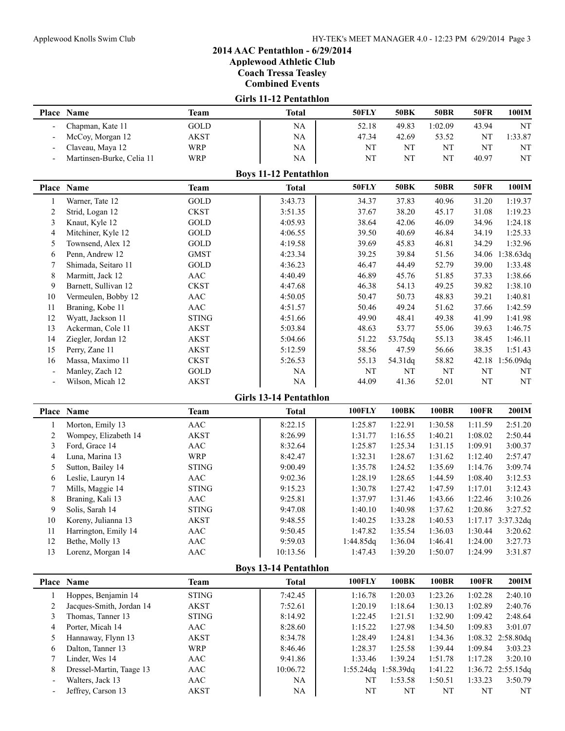# 2014 AAC Pentathlon - 6/29/2014

## Applewood Athletic Club

## Coach Tressa Teasley

## Combined Events

### Girls 11-12 Pentathlon

| Place | Name | Team | Total | 50FLY | 50BK | 50BR | 50FR | 100IM |
|---|---|---|---|---|---|---|---|---|
| - | Chapman, Kate 11 | GOLD | NA | 52.18 | 49.83 | 1:02.09 | 43.94 | NT |
| - | McCoy, Morgan 12 | AKST | NA | 47.34 | 42.69 | 53.52 | NT | 1:33.87 |
| - | Claveau, Maya 12 | WRP | NA | NT | NT | NT | NT | NT |
| - | Martinsen-Burke, Celia 11 | WRP | NA | NT | NT | NT | 40.97 | NT |

### Boys 11-12 Pentathlon

| Place | Name | Team | Total | 50FLY | 50BK | 50BR | 50FR | 100IM |
|---|---|---|---|---|---|---|---|---|
| 1 | Warner, Tate 12 | GOLD | 3:43.73 | 34.37 | 37.83 | 40.96 | 31.20 | 1:19.37 |
| 2 | Strid, Logan 12 | CKST | 3:51.35 | 37.67 | 38.20 | 45.17 | 31.08 | 1:19.23 |
| 3 | Knaut, Kyle 12 | GOLD | 4:05.93 | 38.64 | 42.06 | 46.09 | 34.96 | 1:24.18 |
| 4 | Mitchiner, Kyle 12 | GOLD | 4:06.55 | 39.50 | 40.69 | 46.84 | 34.19 | 1:25.33 |
| 5 | Townsend, Alex 12 | GOLD | 4:19.58 | 39.69 | 45.83 | 46.81 | 34.29 | 1:32.96 |
| 6 | Penn, Andrew 12 | GMST | 4:23.34 | 39.25 | 39.84 | 51.56 | 34.06 | 1:38.63dq |
| 7 | Shimada, Seitaro 11 | GOLD | 4:36.23 | 46.47 | 44.49 | 52.79 | 39.00 | 1:33.48 |
| 8 | Marmitt, Jack 12 | AAC | 4:40.49 | 46.89 | 45.76 | 51.85 | 37.33 | 1:38.66 |
| 9 | Barnett, Sullivan 12 | CKST | 4:47.68 | 46.38 | 54.13 | 49.25 | 39.82 | 1:38.10 |
| 10 | Vermeulen, Bobby 12 | AAC | 4:50.05 | 50.47 | 50.73 | 48.83 | 39.21 | 1:40.81 |
| 11 | Braning, Kobe 11 | AAC | 4:51.57 | 50.46 | 49.24 | 51.62 | 37.66 | 1:42.59 |
| 12 | Wyatt, Jackson 11 | STING | 4:51.66 | 49.90 | 48.41 | 49.38 | 41.99 | 1:41.98 |
| 13 | Ackerman, Cole 11 | AKST | 5:03.84 | 48.63 | 53.77 | 55.06 | 39.63 | 1:46.75 |
| 14 | Ziegler, Jordan 12 | AKST | 5:04.66 | 51.22 | 53.75dq | 55.13 | 38.45 | 1:46.11 |
| 15 | Perry, Zane 11 | AKST | 5:12.59 | 58.56 | 47.59 | 56.66 | 38.35 | 1:51.43 |
| 16 | Massa, Maximo 11 | CKST | 5:26.53 | 55.13 | 54.31dq | 58.82 | 42.18 | 1:56.09dq |
| - | Manley, Zach 12 | GOLD | NA | NT | NT | NT | NT | NT |
| - | Wilson, Micah 12 | AKST | NA | 44.09 | 41.36 | 52.01 | NT | NT |

### Girls 13-14 Pentathlon

| Place | Name | Team | Total | 100FLY | 100BK | 100BR | 100FR | 200IM |
|---|---|---|---|---|---|---|---|---|
| 1 | Morton, Emily 13 | AAC | 8:22.15 | 1:25.87 | 1:22.91 | 1:30.58 | 1:11.59 | 2:51.20 |
| 2 | Wompey, Elizabeth 14 | AKST | 8:26.99 | 1:31.77 | 1:16.55 | 1:40.21 | 1:08.02 | 2:50.44 |
| 3 | Ford, Grace 14 | AAC | 8:32.64 | 1:25.87 | 1:25.34 | 1:31.15 | 1:09.91 | 3:00.37 |
| 4 | Luna, Marina 13 | WRP | 8:42.47 | 1:32.31 | 1:28.67 | 1:31.62 | 1:12.40 | 2:57.47 |
| 5 | Sutton, Bailey 14 | STING | 9:00.49 | 1:35.78 | 1:24.52 | 1:35.69 | 1:14.76 | 3:09.74 |
| 6 | Leslie, Lauryn 14 | AAC | 9:02.36 | 1:28.19 | 1:28.65 | 1:44.59 | 1:08.40 | 3:12.53 |
| 7 | Mills, Maggie 14 | STING | 9:15.23 | 1:30.78 | 1:27.42 | 1:47.59 | 1:17.01 | 3:12.43 |
| 8 | Braning, Kali 13 | AAC | 9:25.81 | 1:37.97 | 1:31.46 | 1:43.66 | 1:22.46 | 3:10.26 |
| 9 | Solis, Sarah 14 | STING | 9:47.08 | 1:40.10 | 1:40.98 | 1:37.62 | 1:20.86 | 3:27.52 |
| 10 | Koreny, Julianna 13 | AKST | 9:48.55 | 1:40.25 | 1:33.28 | 1:40.53 | 1:17.17 | 3:37.32dq |
| 11 | Harrington, Emily 14 | AAC | 9:50.45 | 1:47.82 | 1:35.54 | 1:36.03 | 1:30.44 | 3:20.62 |
| 12 | Bethe, Molly 13 | AAC | 9:59.03 | 1:44.85dq | 1:36.04 | 1:46.41 | 1:24.00 | 3:27.73 |
| 13 | Lorenz, Morgan 14 | AAC | 10:13.56 | 1:47.43 | 1:39.20 | 1:50.07 | 1:24.99 | 3:31.87 |

### Boys 13-14 Pentathlon

| Place | Name | Team | Total | 100FLY | 100BK | 100BR | 100FR | 200IM |
|---|---|---|---|---|---|---|---|---|
| 1 | Hoppes, Benjamin 14 | STING | 7:42.45 | 1:16.78 | 1:20.03 | 1:23.26 | 1:02.28 | 2:40.10 |
| 2 | Jacques-Smith, Jordan 14 | AKST | 7:52.61 | 1:20.19 | 1:18.64 | 1:30.13 | 1:02.89 | 2:40.76 |
| 3 | Thomas, Tanner 13 | STING | 8:14.92 | 1:22.45 | 1:21.51 | 1:32.90 | 1:09.42 | 2:48.64 |
| 4 | Porter, Micah 14 | AAC | 8:28.60 | 1:15.22 | 1:27.98 | 1:34.50 | 1:09.83 | 3:01.07 |
| 5 | Hannaway, Flynn 13 | AKST | 8:34.78 | 1:28.49 | 1:24.81 | 1:34.36 | 1:08.32 | 2:58.80dq |
| 6 | Dalton, Tanner 13 | WRP | 8:46.46 | 1:28.37 | 1:25.58 | 1:39.44 | 1:09.84 | 3:03.23 |
| 7 | Linder, Wes 14 | AAC | 9:41.86 | 1:33.46 | 1:39.24 | 1:51.78 | 1:17.28 | 3:20.10 |
| 8 | Dressel-Martin, Taage 13 | AAC | 10:06.72 | 1:55.24dq | 1:58.39dq | 1:41.22 | 1:36.72 | 2:55.15dq |
| - | Walters, Jack 13 | AAC | NA | NT | 1:53.58 | 1:50.51 | 1:33.23 | 3:50.79 |
| - | Jeffrey, Carson 13 | AKST | NA | NT | NT | NT | NT | NT |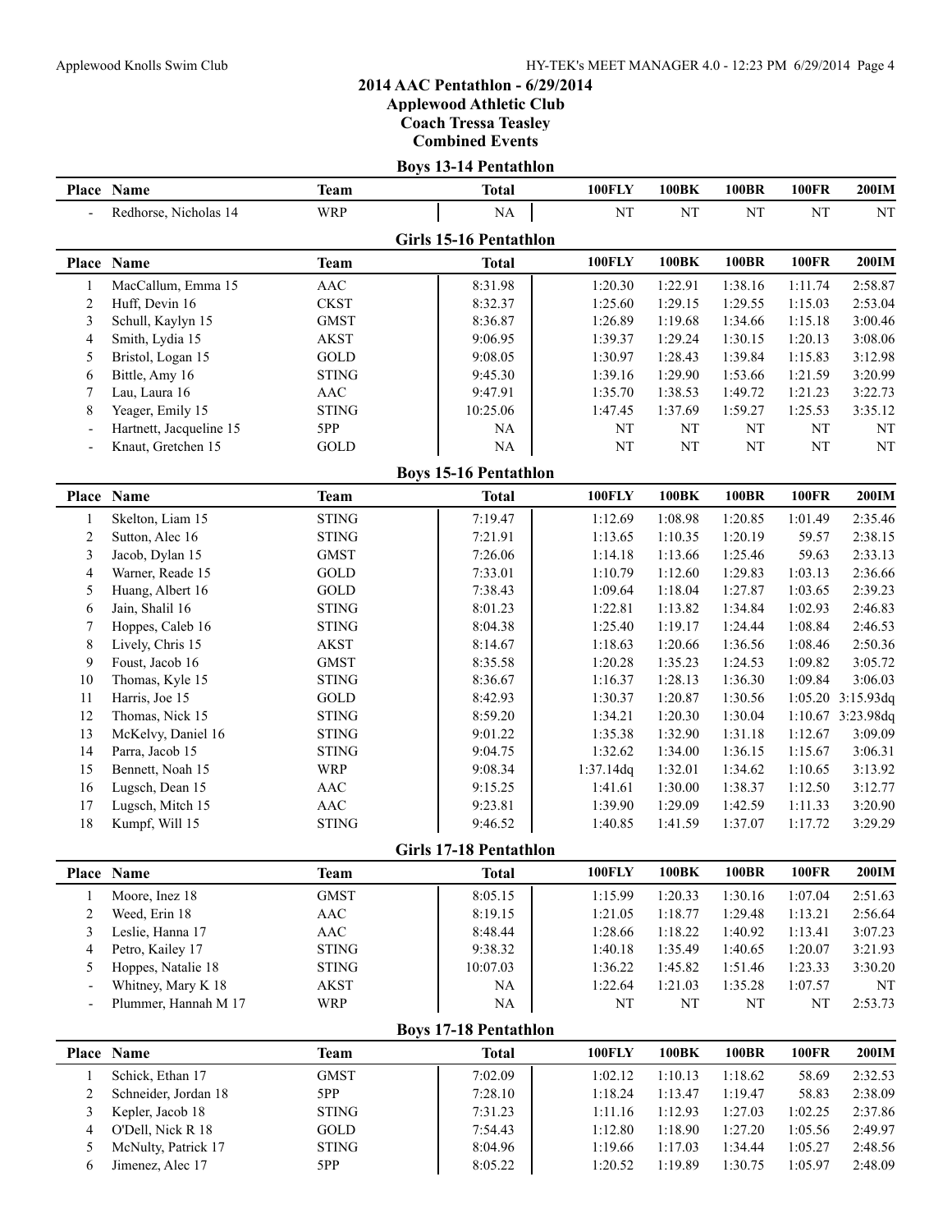## 2014 AAC Pentathlon - 6/29/2014
### Applewood Athletic Club
### Coach Tressa Teasley
### Combined Events

### Boys 13-14 Pentathlon

| Place | Name | Team | Total | 100FLY | 100BK | 100BR | 100FR | 200IM |
|---|---|---|---|---|---|---|---|---|
| - | Redhorse, Nicholas 14 | WRP | NA | NT | NT | NT | NT | NT |

### Girls 15-16 Pentathlon

| Place | Name | Team | Total | 100FLY | 100BK | 100BR | 100FR | 200IM |
|---|---|---|---|---|---|---|---|---|
| 1 | MacCallum, Emma 15 | AAC | 8:31.98 | 1:20.30 | 1:22.91 | 1:38.16 | 1:11.74 | 2:58.87 |
| 2 | Huff, Devin 16 | CKST | 8:32.37 | 1:25.60 | 1:29.15 | 1:29.55 | 1:15.03 | 2:53.04 |
| 3 | Schull, Kaylyn 15 | GMST | 8:36.87 | 1:26.89 | 1:19.68 | 1:34.66 | 1:15.18 | 3:00.46 |
| 4 | Smith, Lydia 15 | AKST | 9:06.95 | 1:39.37 | 1:29.24 | 1:30.15 | 1:20.13 | 3:08.06 |
| 5 | Bristol, Logan 15 | GOLD | 9:08.05 | 1:30.97 | 1:28.43 | 1:39.84 | 1:15.83 | 3:12.98 |
| 6 | Bittle, Amy 16 | STING | 9:45.30 | 1:39.16 | 1:29.90 | 1:53.66 | 1:21.59 | 3:20.99 |
| 7 | Lau, Laura 16 | AAC | 9:47.91 | 1:35.70 | 1:38.53 | 1:49.72 | 1:21.23 | 3:22.73 |
| 8 | Yeager, Emily 15 | STING | 10:25.06 | 1:47.45 | 1:37.69 | 1:59.27 | 1:25.53 | 3:35.12 |
| - | Hartnett, Jacqueline 15 | 5PP | NA | NT | NT | NT | NT | NT |
| - | Knaut, Gretchen 15 | GOLD | NA | NT | NT | NT | NT | NT |

### Boys 15-16 Pentathlon

| Place | Name | Team | Total | 100FLY | 100BK | 100BR | 100FR | 200IM |
|---|---|---|---|---|---|---|---|---|
| 1 | Skelton, Liam 15 | STING | 7:19.47 | 1:12.69 | 1:08.98 | 1:20.85 | 1:01.49 | 2:35.46 |
| 2 | Sutton, Alec 16 | STING | 7:21.91 | 1:13.65 | 1:10.35 | 1:20.19 | 59.57 | 2:38.15 |
| 3 | Jacob, Dylan 15 | GMST | 7:26.06 | 1:14.18 | 1:13.66 | 1:25.46 | 59.63 | 2:33.13 |
| 4 | Warner, Reade 15 | GOLD | 7:33.01 | 1:10.79 | 1:12.60 | 1:29.83 | 1:03.13 | 2:36.66 |
| 5 | Huang, Albert 16 | GOLD | 7:38.43 | 1:09.64 | 1:18.04 | 1:27.87 | 1:03.65 | 2:39.23 |
| 6 | Jain, Shalil 16 | STING | 8:01.23 | 1:22.81 | 1:13.82 | 1:34.84 | 1:02.93 | 2:46.83 |
| 7 | Hoppes, Caleb 16 | STING | 8:04.38 | 1:25.40 | 1:19.17 | 1:24.44 | 1:08.84 | 2:46.53 |
| 8 | Lively, Chris 15 | AKST | 8:14.67 | 1:18.63 | 1:20.66 | 1:36.56 | 1:08.46 | 2:50.36 |
| 9 | Foust, Jacob 16 | GMST | 8:35.58 | 1:20.28 | 1:35.23 | 1:24.53 | 1:09.82 | 3:05.72 |
| 10 | Thomas, Kyle 15 | STING | 8:36.67 | 1:16.37 | 1:28.13 | 1:36.30 | 1:09.84 | 3:06.03 |
| 11 | Harris, Joe 15 | GOLD | 8:42.93 | 1:30.37 | 1:20.87 | 1:30.56 | 1:05.20 | 3:15.93dq |
| 12 | Thomas, Nick 15 | STING | 8:59.20 | 1:34.21 | 1:20.30 | 1:30.04 | 1:10.67 | 3:23.98dq |
| 13 | McKelvy, Daniel 16 | STING | 9:01.22 | 1:35.38 | 1:32.90 | 1:31.18 | 1:12.67 | 3:09.09 |
| 14 | Parra, Jacob 15 | STING | 9:04.75 | 1:32.62 | 1:34.00 | 1:36.15 | 1:15.67 | 3:06.31 |
| 15 | Bennett, Noah 15 | WRP | 9:08.34 | 1:37.14dq | 1:32.01 | 1:34.62 | 1:10.65 | 3:13.92 |
| 16 | Lugsch, Dean 15 | AAC | 9:15.25 | 1:41.61 | 1:30.00 | 1:38.37 | 1:12.50 | 3:12.77 |
| 17 | Lugsch, Mitch 15 | AAC | 9:23.81 | 1:39.90 | 1:29.09 | 1:42.59 | 1:11.33 | 3:20.90 |
| 18 | Kumpf, Will 15 | STING | 9:46.52 | 1:40.85 | 1:41.59 | 1:37.07 | 1:17.72 | 3:29.29 |

### Girls 17-18 Pentathlon

| Place | Name | Team | Total | 100FLY | 100BK | 100BR | 100FR | 200IM |
|---|---|---|---|---|---|---|---|---|
| 1 | Moore, Inez 18 | GMST | 8:05.15 | 1:15.99 | 1:20.33 | 1:30.16 | 1:07.04 | 2:51.63 |
| 2 | Weed, Erin 18 | AAC | 8:19.15 | 1:21.05 | 1:18.77 | 1:29.48 | 1:13.21 | 2:56.64 |
| 3 | Leslie, Hanna 17 | AAC | 8:48.44 | 1:28.66 | 1:18.22 | 1:40.92 | 1:13.41 | 3:07.23 |
| 4 | Petro, Kailey 17 | STING | 9:38.32 | 1:40.18 | 1:35.49 | 1:40.65 | 1:20.07 | 3:21.93 |
| 5 | Hoppes, Natalie 18 | STING | 10:07.03 | 1:36.22 | 1:45.82 | 1:51.46 | 1:23.33 | 3:30.20 |
| - | Whitney, Mary K 18 | AKST | NA | 1:22.64 | 1:21.03 | 1:35.28 | 1:07.57 | NT |
| - | Plummer, Hannah M 17 | WRP | NA | NT | NT | NT | NT | 2:53.73 |

### Boys 17-18 Pentathlon

| Place | Name | Team | Total | 100FLY | 100BK | 100BR | 100FR | 200IM |
|---|---|---|---|---|---|---|---|---|
| 1 | Schick, Ethan 17 | GMST | 7:02.09 | 1:02.12 | 1:10.13 | 1:18.62 | 58.69 | 2:32.53 |
| 2 | Schneider, Jordan 18 | 5PP | 7:28.10 | 1:18.24 | 1:13.47 | 1:19.47 | 58.83 | 2:38.09 |
| 3 | Kepler, Jacob 18 | STING | 7:31.23 | 1:11.16 | 1:12.93 | 1:27.03 | 1:02.25 | 2:37.86 |
| 4 | O'Dell, Nick R 18 | GOLD | 7:54.43 | 1:12.80 | 1:18.90 | 1:27.20 | 1:05.56 | 2:49.97 |
| 5 | McNulty, Patrick 17 | STING | 8:04.96 | 1:19.66 | 1:17.03 | 1:34.44 | 1:05.27 | 2:48.56 |
| 6 | Jimenez, Alec 17 | 5PP | 8:05.22 | 1:20.52 | 1:19.89 | 1:30.75 | 1:05.97 | 2:48.09 |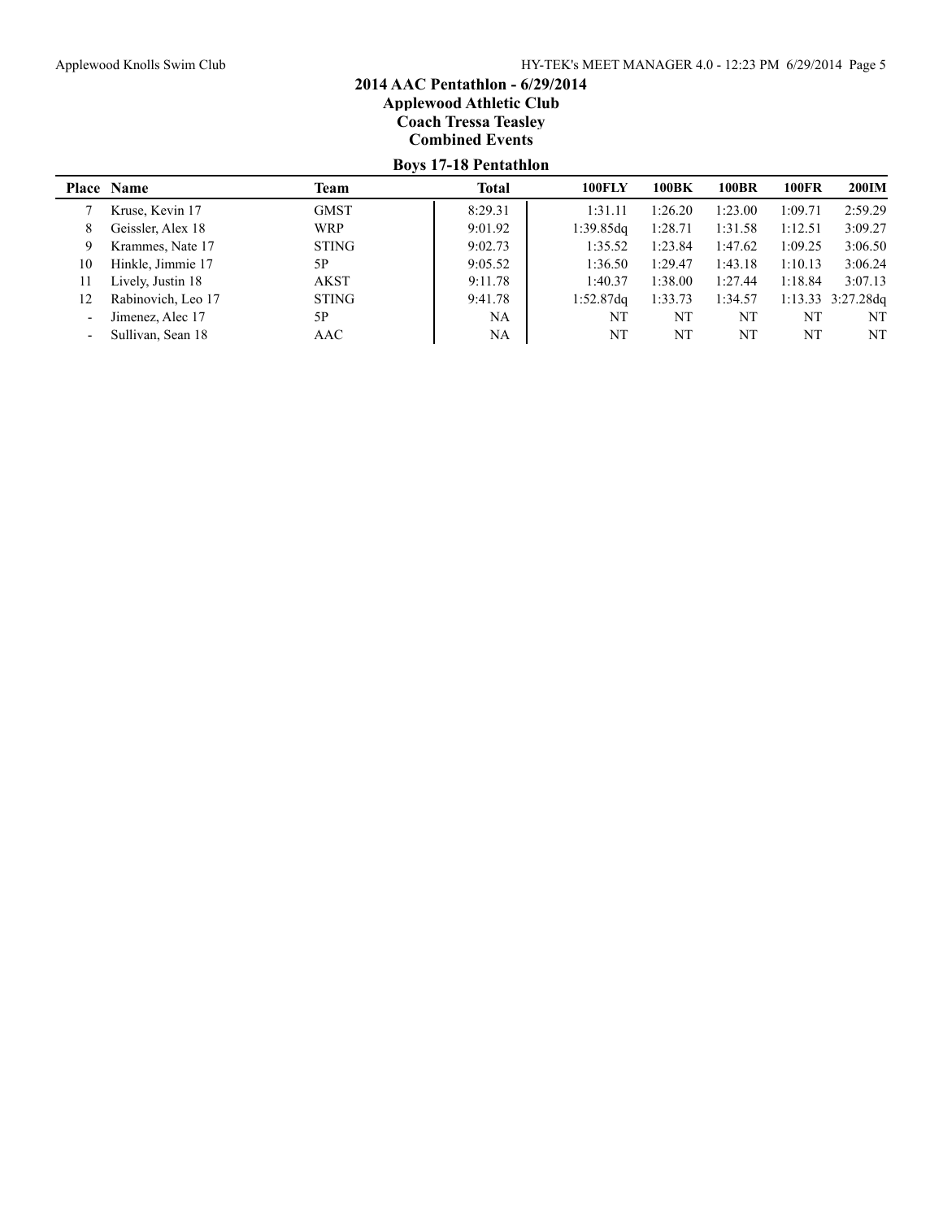## 2014 AAC Pentathlon - 6/29/2014
## Applewood Athletic Club
## Coach Tressa Teasley
## Combined Events

### Boys 17-18 Pentathlon

| Place | Name | Team | Total | 100FLY | 100BK | 100BR | 100FR | 200IM |
|---|---|---|---|---|---|---|---|---|
| 7 | Kruse, Kevin 17 | GMST | 8:29.31 | 1:31.11 | 1:26.20 | 1:23.00 | 1:09.71 | 2:59.29 |
| 8 | Geissler, Alex 18 | WRP | 9:01.92 | 1:39.85dq | 1:28.71 | 1:31.58 | 1:12.51 | 3:09.27 |
| 9 | Krammes, Nate 17 | STING | 9:02.73 | 1:35.52 | 1:23.84 | 1:47.62 | 1:09.25 | 3:06.50 |
| 10 | Hinkle, Jimmie 17 | 5P | 9:05.52 | 1:36.50 | 1:29.47 | 1:43.18 | 1:10.13 | 3:06.24 |
| 11 | Lively, Justin 18 | AKST | 9:11.78 | 1:40.37 | 1:38.00 | 1:27.44 | 1:18.84 | 3:07.13 |
| 12 | Rabinovich, Leo 17 | STING | 9:41.78 | 1:52.87dq | 1:33.73 | 1:34.57 | 1:13.33 | 3:27.28dq |
| - | Jimenez, Alec 17 | 5P | NA | NT | NT | NT | NT | NT |
| - | Sullivan, Sean 18 | AAC | NA | NT | NT | NT | NT | NT |